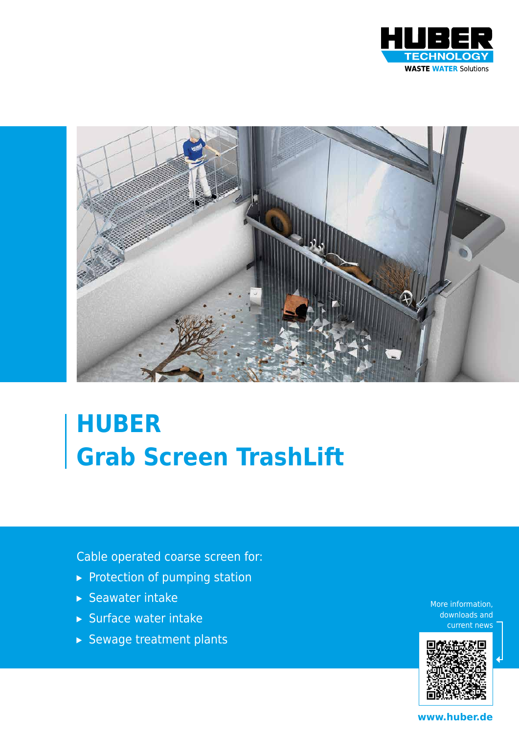HUBER TECHNOLOGY
WASTE WATER Solutions

# HUBER
# Grab Screen TrashLift

Cable operated coarse screen for:

- Protection of pumping station
- Seawater intake
- Surface water intake
- Sewage treatment plants

More information, downloads and current news

www.huber.de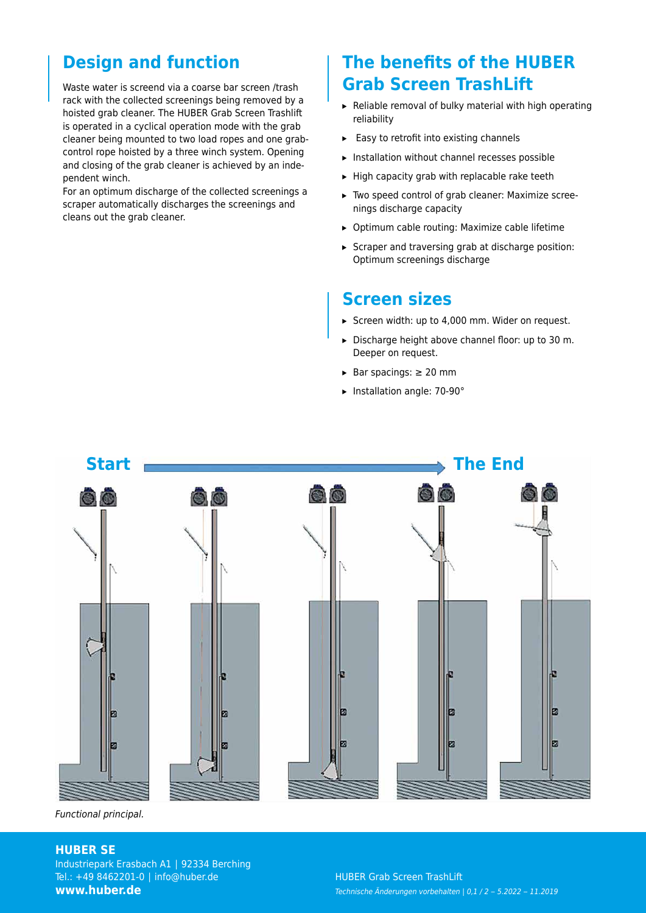## Design and function

Waste water is screend via a coarse bar screen /trash rack with the collected screenings being removed by a hoisted grab cleaner. The HUBER Grab Screen Trashlift is operated in a cyclical operation mode with the grab cleaner being mounted to two load ropes and one grab-control rope hoisted by a three winch system. Opening and closing of the grab cleaner is achieved by an independent winch.

For an optimum discharge of the collected screenings a scraper automatically discharges the screenings and cleans out the grab cleaner.

## The benefits of the HUBER Grab Screen TrashLift

- Reliable removal of bulky material with high operating reliability
- Easy to retrofit into existing channels
- Installation without channel recesses possible
- High capacity grab with replacable rake teeth
- Two speed control of grab cleaner: Maximize screenings discharge capacity
- Optimum cable routing: Maximize cable lifetime
- Scraper and traversing grab at discharge position: Optimum screenings discharge

## Screen sizes

- Screen width: up to 4,000 mm. Wider on request.
- Discharge height above channel floor: up to 30 m. Deeper on request.
- Bar spacings: ≥ 20 mm
- Installation angle: 70-90°

Start

The End

*Functional principal.*

**HUBER SE**
Industriepark Erasbach A1 | 92334 Berching
Tel.: +49 8462201-0 | info@huber.de
**www.huber.de**

HUBER Grab Screen TrashLift
*Technische Änderungen vorbehalten | 0,1 / 2 – 5.2022 – 11.2019*